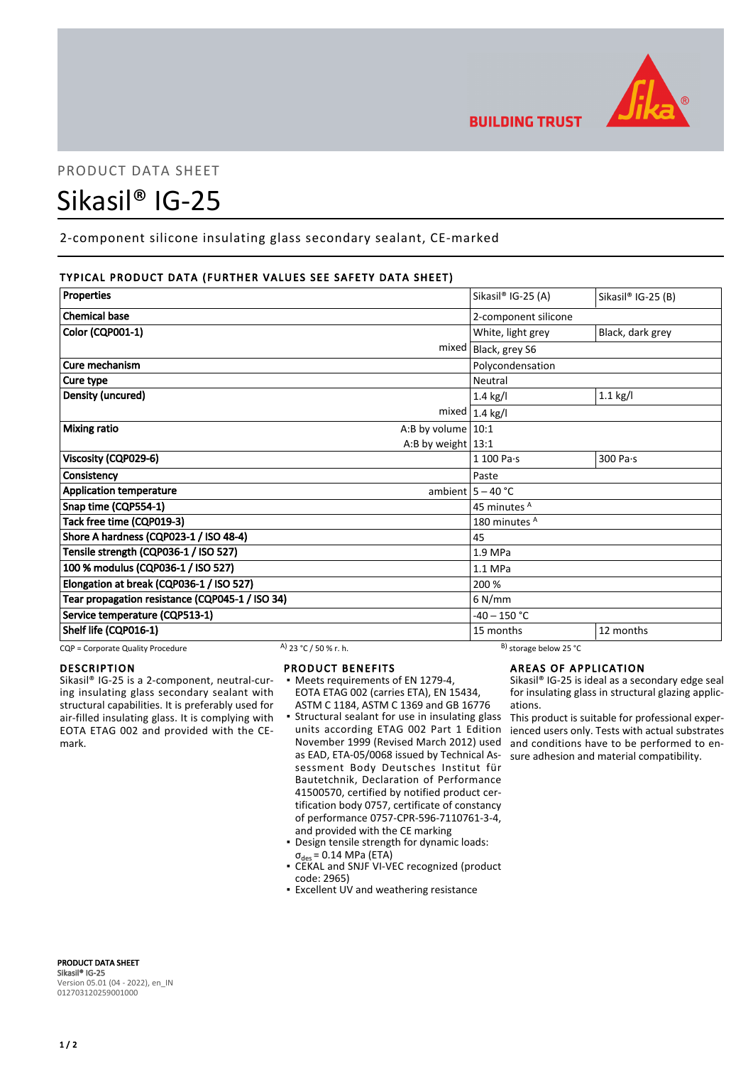BUILDING TRUST

PRODUCT DATA SHEET

# Sikasil® IG-25

2-component silicone insulating glass secondary sealant, CE-marked

## TYPICAL PRODUCT DATA (FURTHER VALUES SEE SAFETY DATA SHEET)

| Properties | | Sikasil® IG-25 (A) | Sikasil® IG-25 (B) |
|---|---|---|---|
| Chemical base | | 2-component silicone | |
| Color (CQP001-1) | | White, light grey | Black, dark grey |
| | mixed | Black, grey S6 | |
| Cure mechanism | | Polycondensation | |
| Cure type | | Neutral | |
| Density (uncured) | | 1.4 kg/l | 1.1 kg/l |
| | mixed | 1.4 kg/l | |
| Mixing ratio | A:B by volume | 10:1 | |
| | A:B by weight | 13:1 | |
| Viscosity (CQP029-6) | | 1 100 Pa·s | 300 Pa·s |
| Consistency | | Paste | |
| Application temperature | ambient | 5 – 40 °C | |
| Snap time (CQP554-1) | | 45 minutes [A] | |
| Tack free time (CQP019-3) | | 180 minutes [A] | |
| Shore A hardness (CQP023-1 / ISO 48-4) | | 45 | |
| Tensile strength (CQP036-1 / ISO 527) | | 1.9 MPa | |
| 100 % modulus (CQP036-1 / ISO 527) | | 1.1 MPa | |
| Elongation at break (CQP036-1 / ISO 527) | | 200 % | |
| Tear propagation resistance (CQP045-1 / ISO 34) | | 6 N/mm | |
| Service temperature (CQP513-1) | | -40 – 150 °C | |
| Shelf life (CQP016-1) | | 15 months | 12 months |

CQP = Corporate Quality Procedure    A) 23 °C / 50 % r. h.    B) storage below 25 °C

## DESCRIPTION

Sikasil® IG-25 is a 2-component, neutral-curing insulating glass secondary sealant with structural capabilities. It is preferably used for air-filled insulating glass. It is complying with EOTA ETAG 002 and provided with the CE-mark.

## PRODUCT BENEFITS

- Meets requirements of EN 1279-4, EOTA ETAG 002 (carries ETA), EN 15434, ASTM C 1184, ASTM C 1369 and GB 16776
- Structural sealant for use in insulating glass units according ETAG 002 Part 1 Edition November 1999 (Revised March 2012) used as EAD, ETA-05/0068 issued by Technical Assessment Body Deutsches Institut für Bautetchnik, Declaration of Performance 41500570, certified by notified product certification body 0757, certificate of constancy of performance 0757-CPR-596-7110761-3-4, and provided with the CE marking
- Design tensile strength for dynamic loads: $\sigma_{des}$ = 0.14 MPa (ETA)
- CEKAL and SNJF VI-VEC recognized (product code: 2965)
- Excellent UV and weathering resistance

## AREAS OF APPLICATION

Sikasil® IG-25 is ideal as a secondary edge seal for insulating glass in structural glazing applications.

This product is suitable for professional experienced users only. Tests with actual substrates and conditions have to be performed to ensure adhesion and material compatibility.

**PRODUCT DATA SHEET**
**Sikasil® IG-25**
Version 05.01 (04 - 2022), en_IN
012703120259001000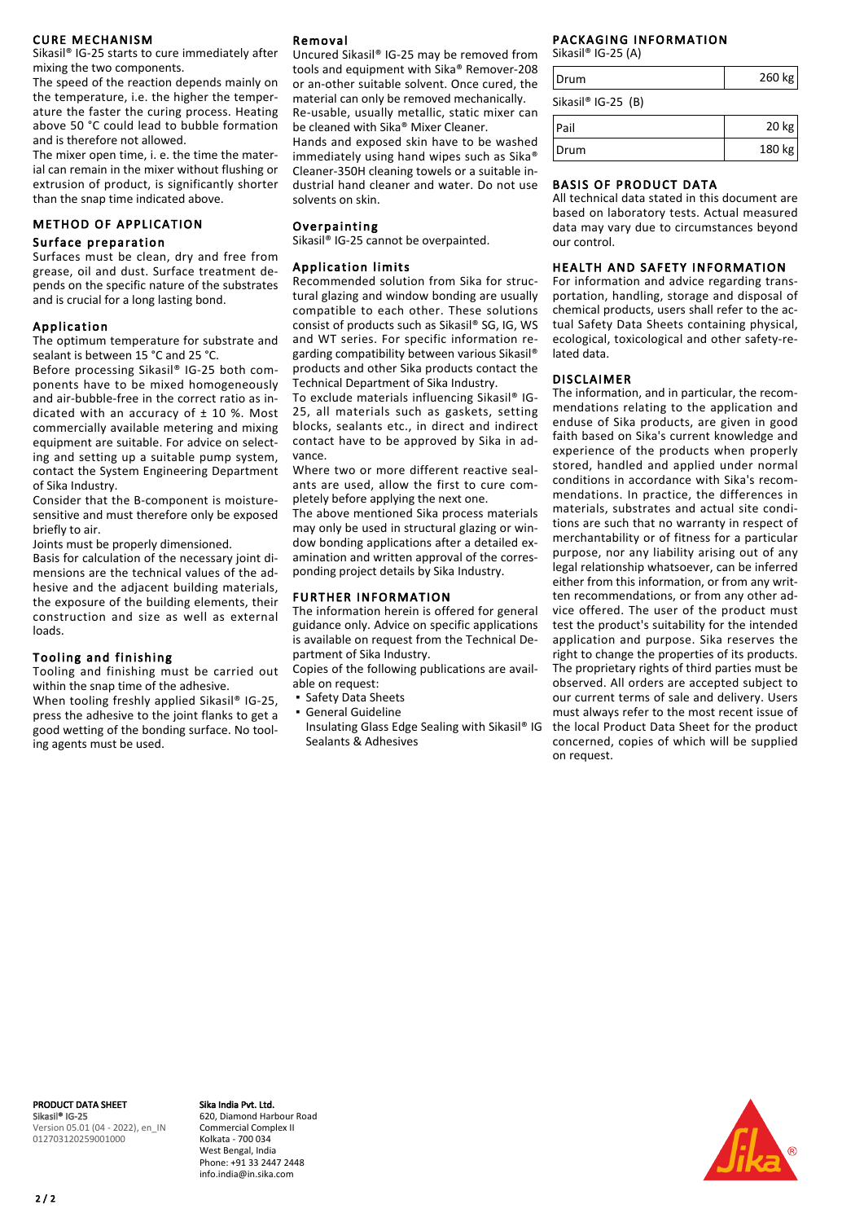## CURE MECHANISM

Sikasil® IG-25 starts to cure immediately after mixing the two components.

The speed of the reaction depends mainly on the temperature, i.e. the higher the temperature the faster the curing process. Heating above 50 °C could lead to bubble formation and is therefore not allowed.

The mixer open time, i. e. the time the material can remain in the mixer without flushing or extrusion of product, is significantly shorter than the snap time indicated above.

## METHOD OF APPLICATION

### Surface preparation

Surfaces must be clean, dry and free from grease, oil and dust. Surface treatment depends on the specific nature of the substrates and is crucial for a long lasting bond.

### Application

The optimum temperature for substrate and sealant is between 15 °C and 25 °C.

Before processing Sikasil® IG-25 both components have to be mixed homogeneously and air-bubble-free in the correct ratio as indicated with an accuracy of ± 10 %. Most commercially available metering and mixing equipment are suitable. For advice on selecting and setting up a suitable pump system, contact the System Engineering Department of Sika Industry.

Consider that the B-component is moisture-sensitive and must therefore only be exposed briefly to air.

Joints must be properly dimensioned.

Basis for calculation of the necessary joint dimensions are the technical values of the adhesive and the adjacent building materials, the exposure of the building elements, their construction and size as well as external loads.

### Tooling and finishing

Tooling and finishing must be carried out within the snap time of the adhesive.

When tooling freshly applied Sikasil® IG-25, press the adhesive to the joint flanks to get a good wetting of the bonding surface. No tooling agents must be used.

### Removal

Uncured Sikasil® IG-25 may be removed from tools and equipment with Sika® Remover-208 or an-other suitable solvent. Once cured, the material can only be removed mechanically.

Re-usable, usually metallic, static mixer can be cleaned with Sika® Mixer Cleaner.

Hands and exposed skin have to be washed immediately using hand wipes such as Sika® Cleaner-350H cleaning towels or a suitable industrial hand cleaner and water. Do not use solvents on skin.

### Overpainting

Sikasil® IG-25 cannot be overpainted.

### Application limits

Recommended solution from Sika for structural glazing and window bonding are usually compatible to each other. These solutions consist of products such as Sikasil® SG, IG, WS and WT series. For specific information regarding compatibility between various Sikasil® products and other Sika products contact the Technical Department of Sika Industry.

To exclude materials influencing Sikasil® IG-25, all materials such as gaskets, setting blocks, sealants etc., in direct and indirect contact have to be approved by Sika in advance.

Where two or more different reactive sealants are used, allow the first to cure completely before applying the next one.

The above mentioned Sika process materials may only be used in structural glazing or window bonding applications after a detailed examination and written approval of the corresponding project details by Sika Industry.

## FURTHER INFORMATION

The information herein is offered for general guidance only. Advice on specific applications is available on request from the Technical Department of Sika Industry.

Copies of the following publications are available on request:

- Safety Data Sheets
- General Guideline
  Insulating Glass Edge Sealing with Sikasil® IG Sealants & Adhesives

## PACKAGING INFORMATION

Sikasil® IG-25 (A)

| | |
|---|---|
| Drum | 260 kg |

Sikasil® IG-25 (B)

| | |
|---|---|
| Pail | 20 kg |
| Drum | 180 kg |

## BASIS OF PRODUCT DATA

All technical data stated in this document are based on laboratory tests. Actual measured data may vary due to circumstances beyond our control.

## HEALTH AND SAFETY INFORMATION

For information and advice regarding transportation, handling, storage and disposal of chemical products, users shall refer to the actual Safety Data Sheets containing physical, ecological, toxicological and other safety-related data.

## DISCLAIMER

The information, and in particular, the recommendations relating to the application and enduse of Sika products, are given in good faith based on Sika's current knowledge and experience of the products when properly stored, handled and applied under normal conditions in accordance with Sika's recommendations. In practice, the differences in materials, substrates and actual site conditions are such that no warranty in respect of merchantability or of fitness for a particular purpose, nor any liability arising out of any legal relationship whatsoever, can be inferred either from this information, or from any written recommendations, or from any other advice offered. The user of the product must test the product's suitability for the intended application and purpose. Sika reserves the right to change the properties of its products. The proprietary rights of third parties must be observed. All orders are accepted subject to our current terms of sale and delivery. Users must always refer to the most recent issue of the local Product Data Sheet for the product concerned, copies of which will be supplied on request.

**PRODUCT DATA SHEET**
**Sikasil® IG-25**
Version 05.01 (04 - 2022), en_IN
012703120259001000

**Sika India Pvt. Ltd.**
620, Diamond Harbour Road
Commercial Complex II
Kolkata - 700 034
West Bengal, India
Phone: +91 33 2447 2448
info.india@in.sika.com